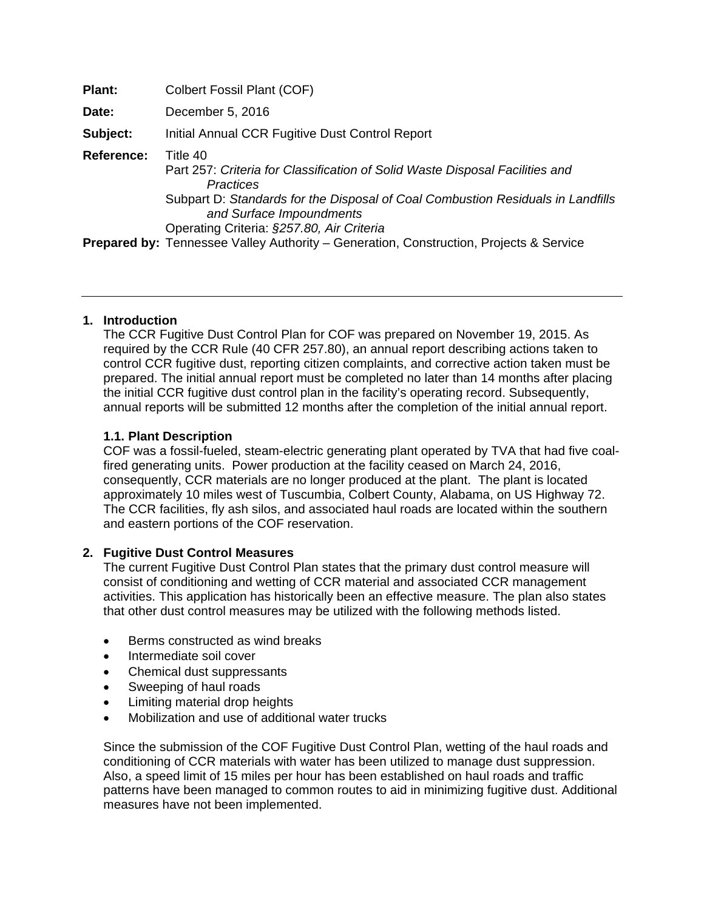**Plant:** Colbert Fossil Plant (COF)

**Date:** December 5, 2016

**Subject:** Initial Annual CCR Fugitive Dust Control Report

**Reference:** Title 40
Part 257: *Criteria for Classification of Solid Waste Disposal Facilities and Practices*
Subpart D: *Standards for the Disposal of Coal Combustion Residuals in Landfills and Surface Impoundments*
Operating Criteria: *§257.80, Air Criteria*

**Prepared by:** Tennessee Valley Authority – Generation, Construction, Projects & Service

---

## 1. Introduction

The CCR Fugitive Dust Control Plan for COF was prepared on November 19, 2015. As required by the CCR Rule (40 CFR 257.80), an annual report describing actions taken to control CCR fugitive dust, reporting citizen complaints, and corrective action taken must be prepared. The initial annual report must be completed no later than 14 months after placing the initial CCR fugitive dust control plan in the facility's operating record. Subsequently, annual reports will be submitted 12 months after the completion of the initial annual report.

### 1.1. Plant Description

COF was a fossil-fueled, steam-electric generating plant operated by TVA that had five coal-fired generating units. Power production at the facility ceased on March 24, 2016, consequently, CCR materials are no longer produced at the plant. The plant is located approximately 10 miles west of Tuscumbia, Colbert County, Alabama, on US Highway 72. The CCR facilities, fly ash silos, and associated haul roads are located within the southern and eastern portions of the COF reservation.

## 2. Fugitive Dust Control Measures

The current Fugitive Dust Control Plan states that the primary dust control measure will consist of conditioning and wetting of CCR material and associated CCR management activities. This application has historically been an effective measure. The plan also states that other dust control measures may be utilized with the following methods listed.

- Berms constructed as wind breaks
- Intermediate soil cover
- Chemical dust suppressants
- Sweeping of haul roads
- Limiting material drop heights
- Mobilization and use of additional water trucks

Since the submission of the COF Fugitive Dust Control Plan, wetting of the haul roads and conditioning of CCR materials with water has been utilized to manage dust suppression. Also, a speed limit of 15 miles per hour has been established on haul roads and traffic patterns have been managed to common routes to aid in minimizing fugitive dust. Additional measures have not been implemented.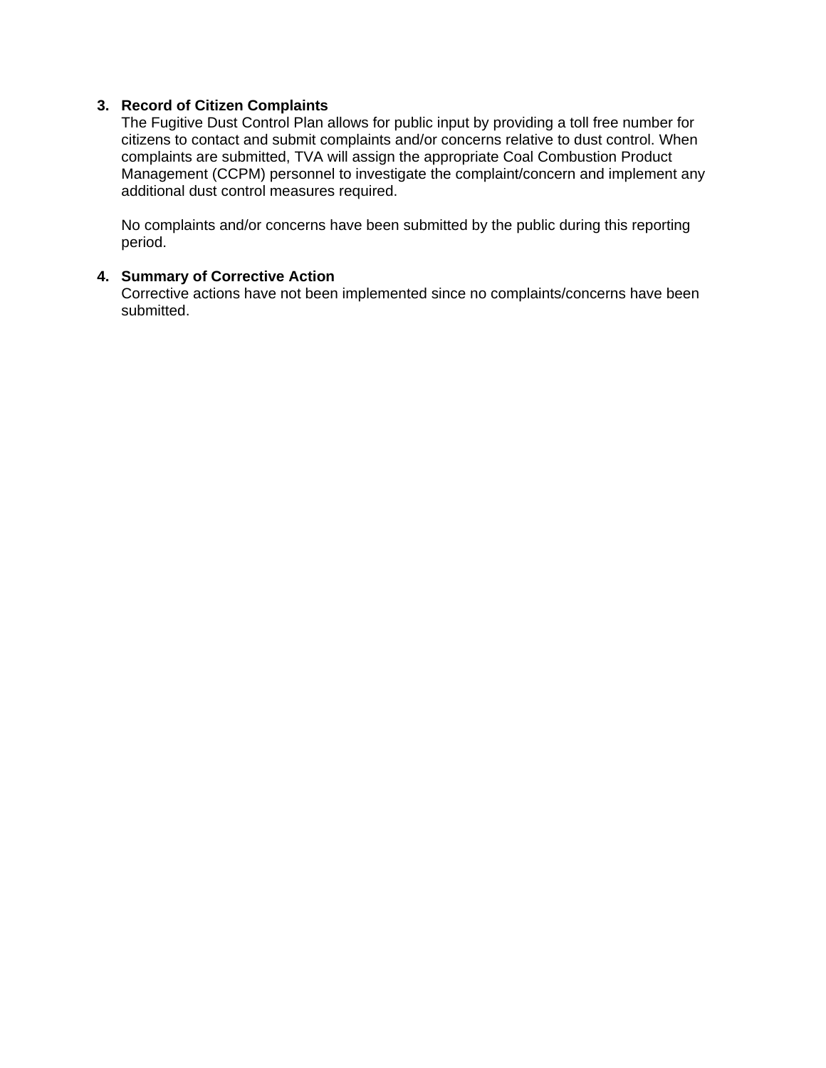3. **Record of Citizen Complaints**

   The Fugitive Dust Control Plan allows for public input by providing a toll free number for citizens to contact and submit complaints and/or concerns relative to dust control. When complaints are submitted, TVA will assign the appropriate Coal Combustion Product Management (CCPM) personnel to investigate the complaint/concern and implement any additional dust control measures required.

   No complaints and/or concerns have been submitted by the public during this reporting period.

4. **Summary of Corrective Action**

   Corrective actions have not been implemented since no complaints/concerns have been submitted.